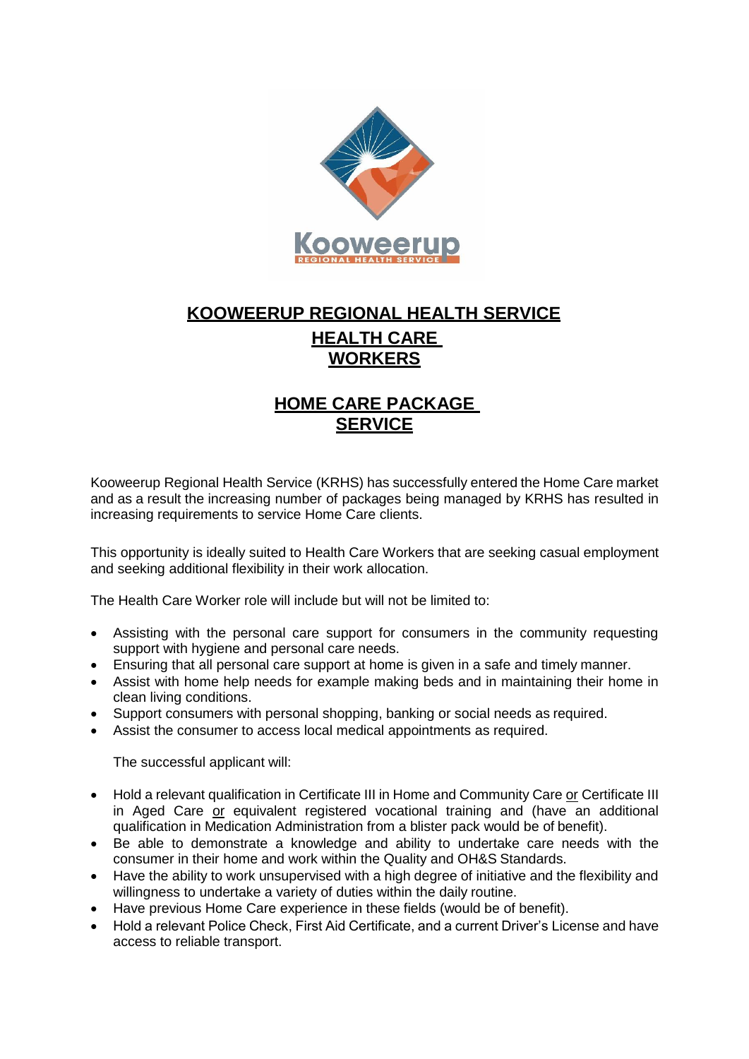# KOOWEERUP REGIONAL HEALTH SERVICE

## HEALTH CARE WORKERS

## HOME CARE PACKAGE SERVICE

Kooweerup Regional Health Service (KRHS) has successfully entered the Home Care market and as a result the increasing number of packages being managed by KRHS has resulted in increasing requirements to service Home Care clients.

This opportunity is ideally suited to Health Care Workers that are seeking casual employment and seeking additional flexibility in their work allocation.

The Health Care Worker role will include but will not be limited to:

- Assisting with the personal care support for consumers in the community requesting support with hygiene and personal care needs.
- Ensuring that all personal care support at home is given in a safe and timely manner.
- Assist with home help needs for example making beds and in maintaining their home in clean living conditions.
- Support consumers with personal shopping, banking or social needs as required.
- Assist the consumer to access local medical appointments as required.

The successful applicant will:

- Hold a relevant qualification in Certificate III in Home and Community Care or Certificate III in Aged Care or equivalent registered vocational training and (have an additional qualification in Medication Administration from a blister pack would be of benefit).
- Be able to demonstrate a knowledge and ability to undertake care needs with the consumer in their home and work within the Quality and OH&S Standards.
- Have the ability to work unsupervised with a high degree of initiative and the flexibility and willingness to undertake a variety of duties within the daily routine.
- Have previous Home Care experience in these fields (would be of benefit).
- Hold a relevant Police Check, First Aid Certificate, and a current Driver's License and have access to reliable transport.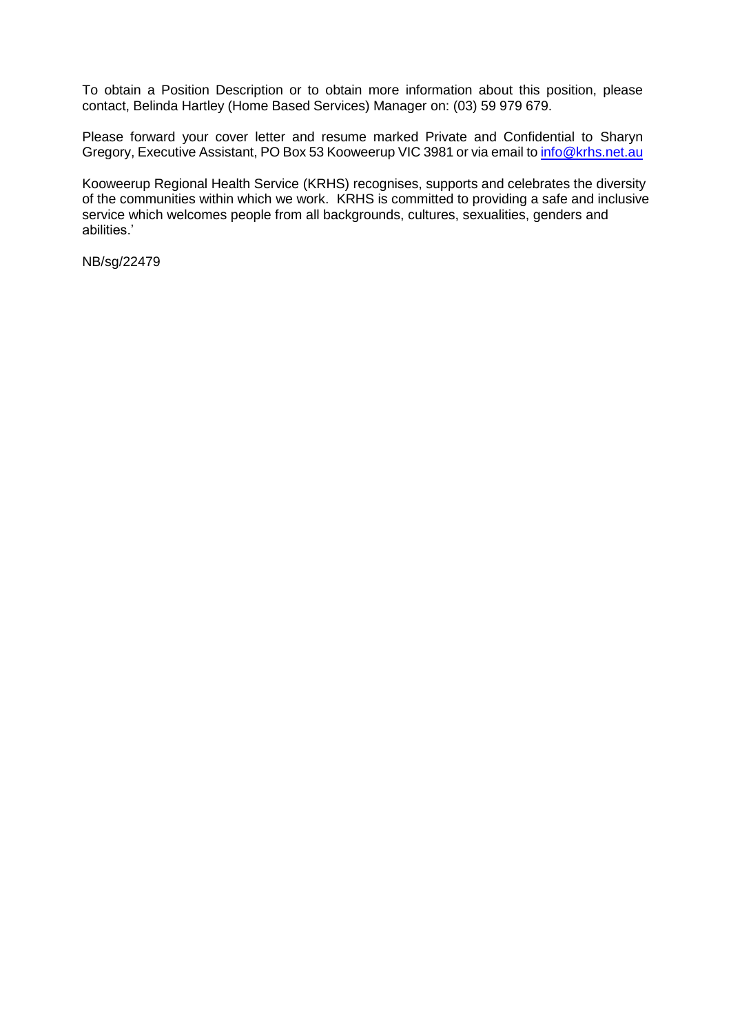To obtain a Position Description or to obtain more information about this position, please contact, Belinda Hartley (Home Based Services) Manager on: (03) 59 979 679.

Please forward your cover letter and resume marked Private and Confidential to Sharyn Gregory, Executive Assistant, PO Box 53 Kooweerup VIC 3981 or via email to info@krhs.net.au

Kooweerup Regional Health Service (KRHS) recognises, supports and celebrates the diversity of the communities within which we work. KRHS is committed to providing a safe and inclusive service which welcomes people from all backgrounds, cultures, sexualities, genders and abilities.'

NB/sg/22479